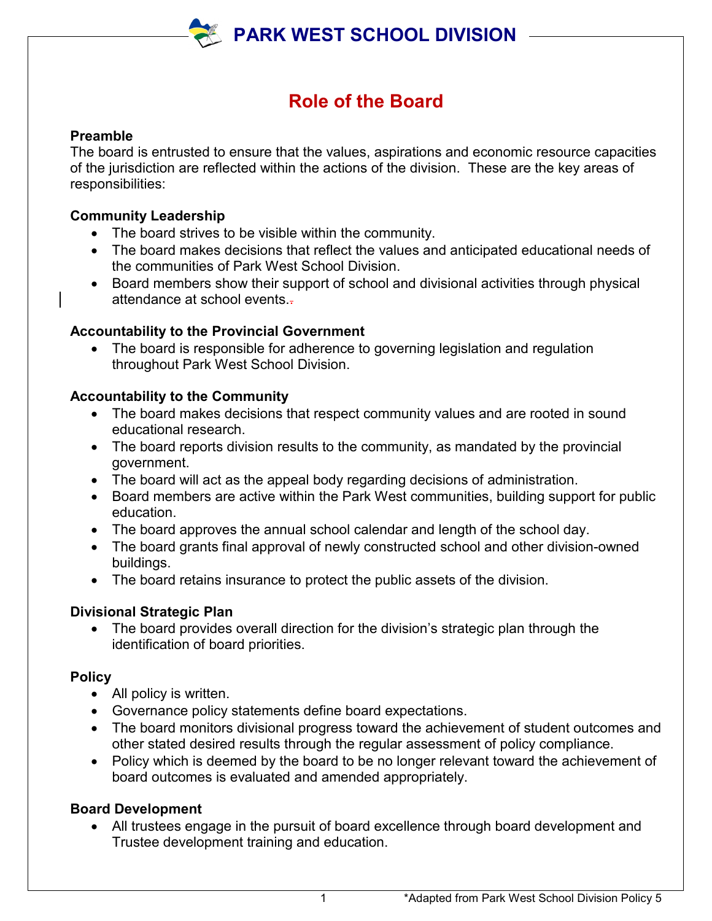# PARK WEST SCHOOL DIVISION

## Role of the Board

**Preamble**
The board is entrusted to ensure that the values, aspirations and economic resource capacities of the jurisdiction are reflected within the actions of the division. These are the key areas of responsibilities:

**Community Leadership**

- The board strives to be visible within the community.
- The board makes decisions that reflect the values and anticipated educational needs of the communities of Park West School Division.
- Board members show their support of school and divisional activities through physical attendance at school events.

**Accountability to the Provincial Government**

- The board is responsible for adherence to governing legislation and regulation throughout Park West School Division.

**Accountability to the Community**

- The board makes decisions that respect community values and are rooted in sound educational research.
- The board reports division results to the community, as mandated by the provincial government.
- The board will act as the appeal body regarding decisions of administration.
- Board members are active within the Park West communities, building support for public education.
- The board approves the annual school calendar and length of the school day.
- The board grants final approval of newly constructed school and other division-owned buildings.
- The board retains insurance to protect the public assets of the division.

**Divisional Strategic Plan**

- The board provides overall direction for the division's strategic plan through the identification of board priorities.

**Policy**

- All policy is written.
- Governance policy statements define board expectations.
- The board monitors divisional progress toward the achievement of student outcomes and other stated desired results through the regular assessment of policy compliance.
- Policy which is deemed by the board to be no longer relevant toward the achievement of board outcomes is evaluated and amended appropriately.

**Board Development**

- All trustees engage in the pursuit of board excellence through board development and Trustee development training and education.

*Adapted from Park West School Division Policy 5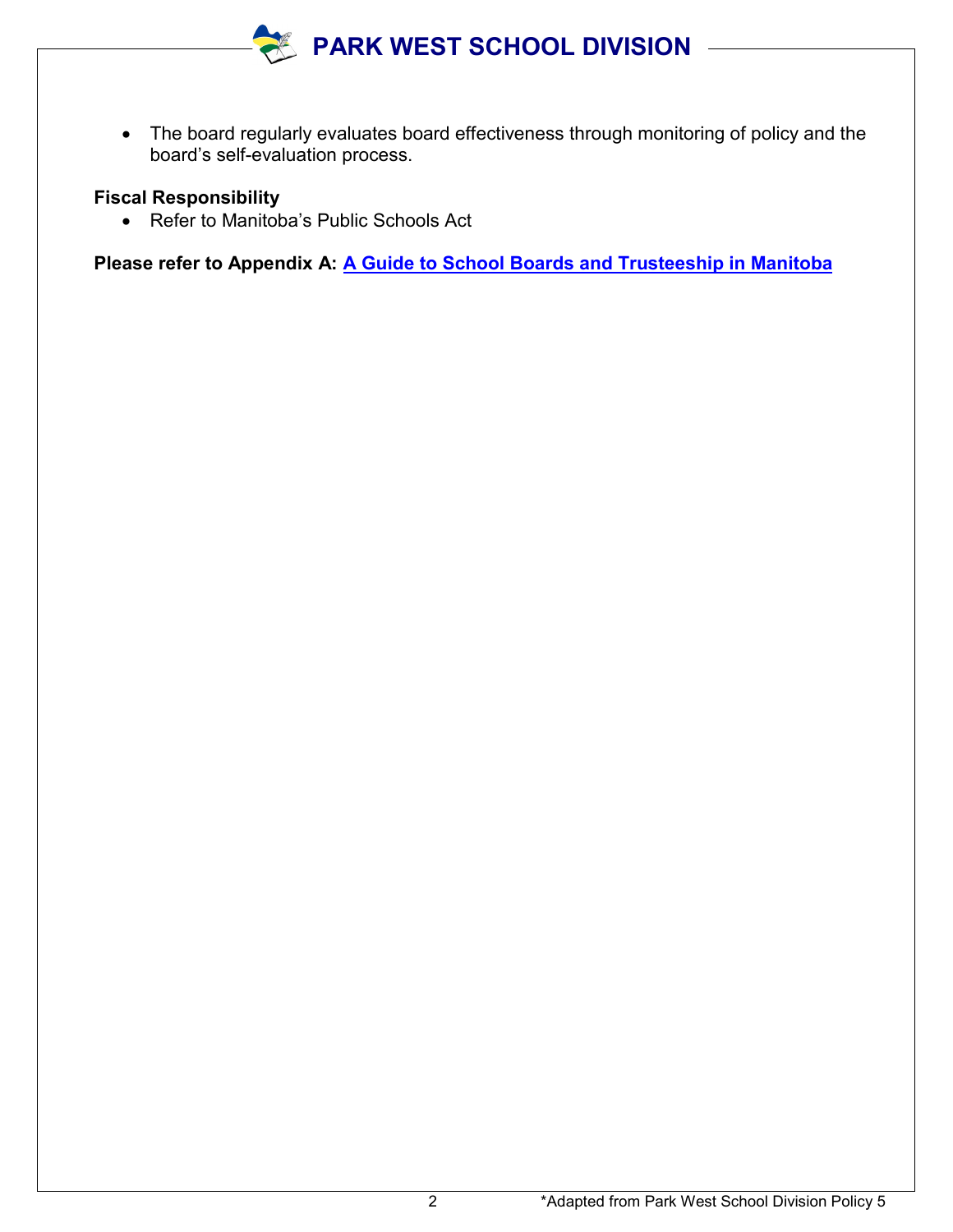- The board regularly evaluates board effectiveness through monitoring of policy and the board's self-evaluation process.

**Fiscal Responsibility**

- Refer to Manitoba's Public Schools Act

**Please refer to Appendix A: A Guide to School Boards and Trusteeship in Manitoba**

*Adapted from Park West School Division Policy 5